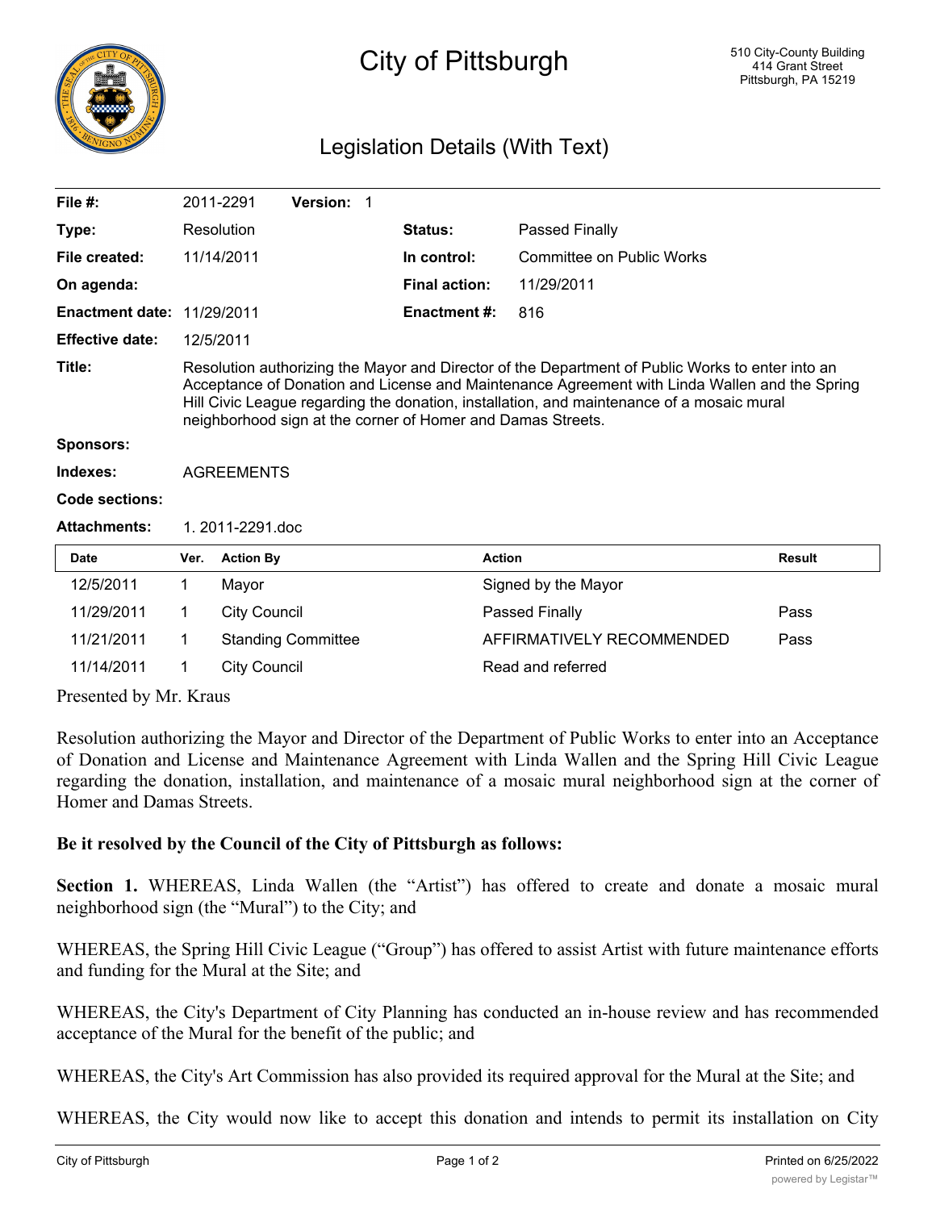# City of Pittsburgh

510 City-County Building
414 Grant Street
Pittsburgh, PA 15219

## Legislation Details (With Text)

| | | | |
|---|---|---|---|
| **File #:** | 2011-2291 **Version:** 1 | | |
| **Type:** | Resolution | **Status:** | Passed Finally |
| **File created:** | 11/14/2011 | **In control:** | Committee on Public Works |
| **On agenda:** | | **Final action:** | 11/29/2011 |
| **Enactment date:** | 11/29/2011 | **Enactment #:** | 816 |
| **Effective date:** | 12/5/2011 | | |

**Title:** Resolution authorizing the Mayor and Director of the Department of Public Works to enter into an Acceptance of Donation and License and Maintenance Agreement with Linda Wallen and the Spring Hill Civic League regarding the donation, installation, and maintenance of a mosaic mural neighborhood sign at the corner of Homer and Damas Streets.

**Sponsors:**

**Indexes:** AGREEMENTS

**Code sections:**

**Attachments:** 1. 2011-2291.doc

| Date | Ver. | Action By | Action | Result |
|---|---|---|---|---|
| 12/5/2011 | 1 | Mayor | Signed by the Mayor | |
| 11/29/2011 | 1 | City Council | Passed Finally | Pass |
| 11/21/2011 | 1 | Standing Committee | AFFIRMATIVELY RECOMMENDED | Pass |
| 11/14/2011 | 1 | City Council | Read and referred | |

Presented by Mr. Kraus

Resolution authorizing the Mayor and Director of the Department of Public Works to enter into an Acceptance of Donation and License and Maintenance Agreement with Linda Wallen and the Spring Hill Civic League regarding the donation, installation, and maintenance of a mosaic mural neighborhood sign at the corner of Homer and Damas Streets.

**Be it resolved by the Council of the City of Pittsburgh as follows:**

**Section 1.** WHEREAS, Linda Wallen (the "Artist") has offered to create and donate a mosaic mural neighborhood sign (the "Mural") to the City; and

WHEREAS, the Spring Hill Civic League ("Group") has offered to assist Artist with future maintenance efforts and funding for the Mural at the Site; and

WHEREAS, the City's Department of City Planning has conducted an in-house review and has recommended acceptance of the Mural for the benefit of the public; and

WHEREAS, the City's Art Commission has also provided its required approval for the Mural at the Site; and

WHEREAS, the City would now like to accept this donation and intends to permit its installation on City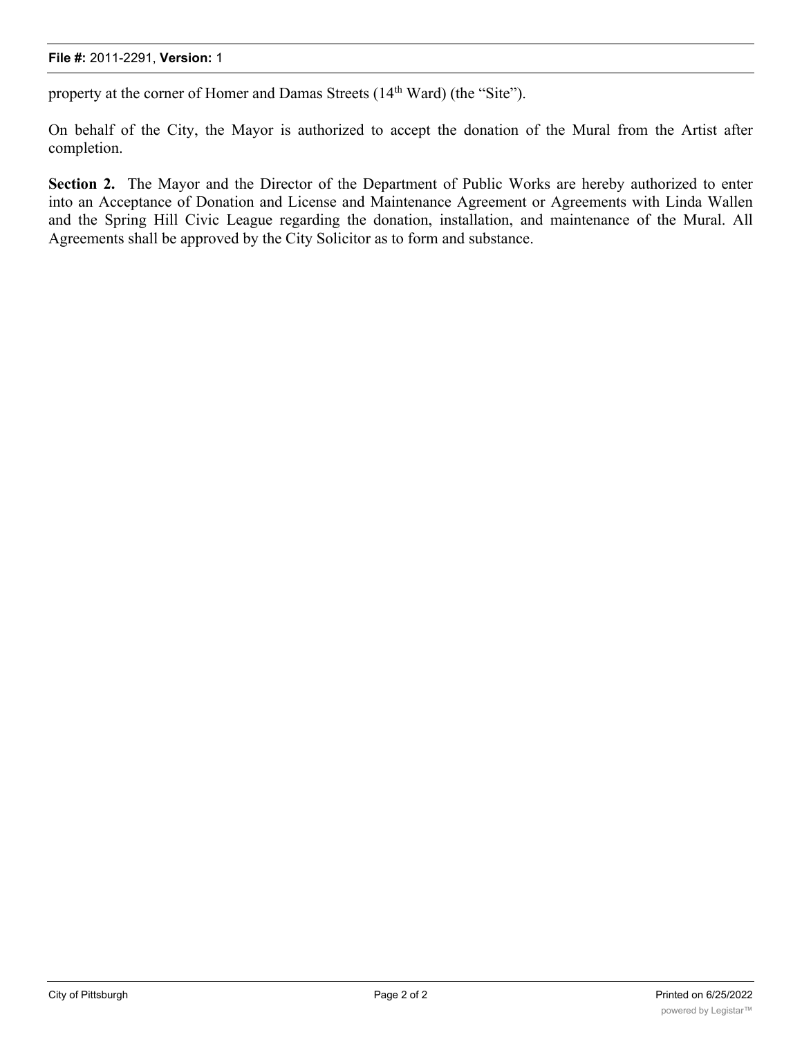property at the corner of Homer and Damas Streets (14th Ward) (the "Site").

On behalf of the City, the Mayor is authorized to accept the donation of the Mural from the Artist after completion.

**Section 2.** The Mayor and the Director of the Department of Public Works are hereby authorized to enter into an Acceptance of Donation and License and Maintenance Agreement or Agreements with Linda Wallen and the Spring Hill Civic League regarding the donation, installation, and maintenance of the Mural. All Agreements shall be approved by the City Solicitor as to form and substance.